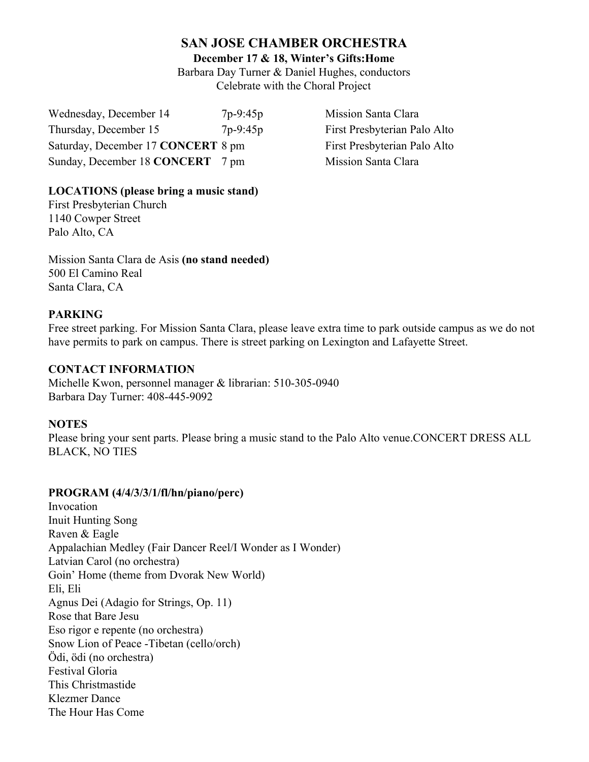# SAN JOSE CHAMBER ORCHESTRA

**December 17 & 18, Winter's Gifts:Home**

Barbara Day Turner & Daniel Hughes, conductors

Celebrate with the Choral Project

| | | |
|---|---|---|
| Wednesday, December 14 | 7p-9:45p | Mission Santa Clara |
| Thursday, December 15 | 7p-9:45p | First Presbyterian Palo Alto |
| Saturday, December 17 **CONCERT** | 8 pm | First Presbyterian Palo Alto |
| Sunday, December 18 **CONCERT** | 7 pm | Mission Santa Clara |

**LOCATIONS (please bring a music stand)**

First Presbyterian Church
1140 Cowper Street
Palo Alto, CA

Mission Santa Clara de Asis **(no stand needed)**
500 El Camino Real
Santa Clara, CA

**PARKING**

Free street parking. For Mission Santa Clara, please leave extra time to park outside campus as we do not have permits to park on campus. There is street parking on Lexington and Lafayette Street.

**CONTACT INFORMATION**

Michelle Kwon, personnel manager & librarian: 510-305-0940
Barbara Day Turner: 408-445-9092

**NOTES**

Please bring your sent parts. Please bring a music stand to the Palo Alto venue.CONCERT DRESS ALL BLACK, NO TIES

**PROGRAM (4/4/3/3/1/fl/hn/piano/perc)**

Invocation
Inuit Hunting Song
Raven & Eagle
Appalachian Medley (Fair Dancer Reel/I Wonder as I Wonder)
Latvian Carol (no orchestra)
Goin' Home (theme from Dvorak New World)
Eli, Eli
Agnus Dei (Adagio for Strings, Op. 11)
Rose that Bare Jesu
Eso rigor e repente (no orchestra)
Snow Lion of Peace -Tibetan (cello/orch)
Ödi, ödi (no orchestra)
Festival Gloria
This Christmastide
Klezmer Dance
The Hour Has Come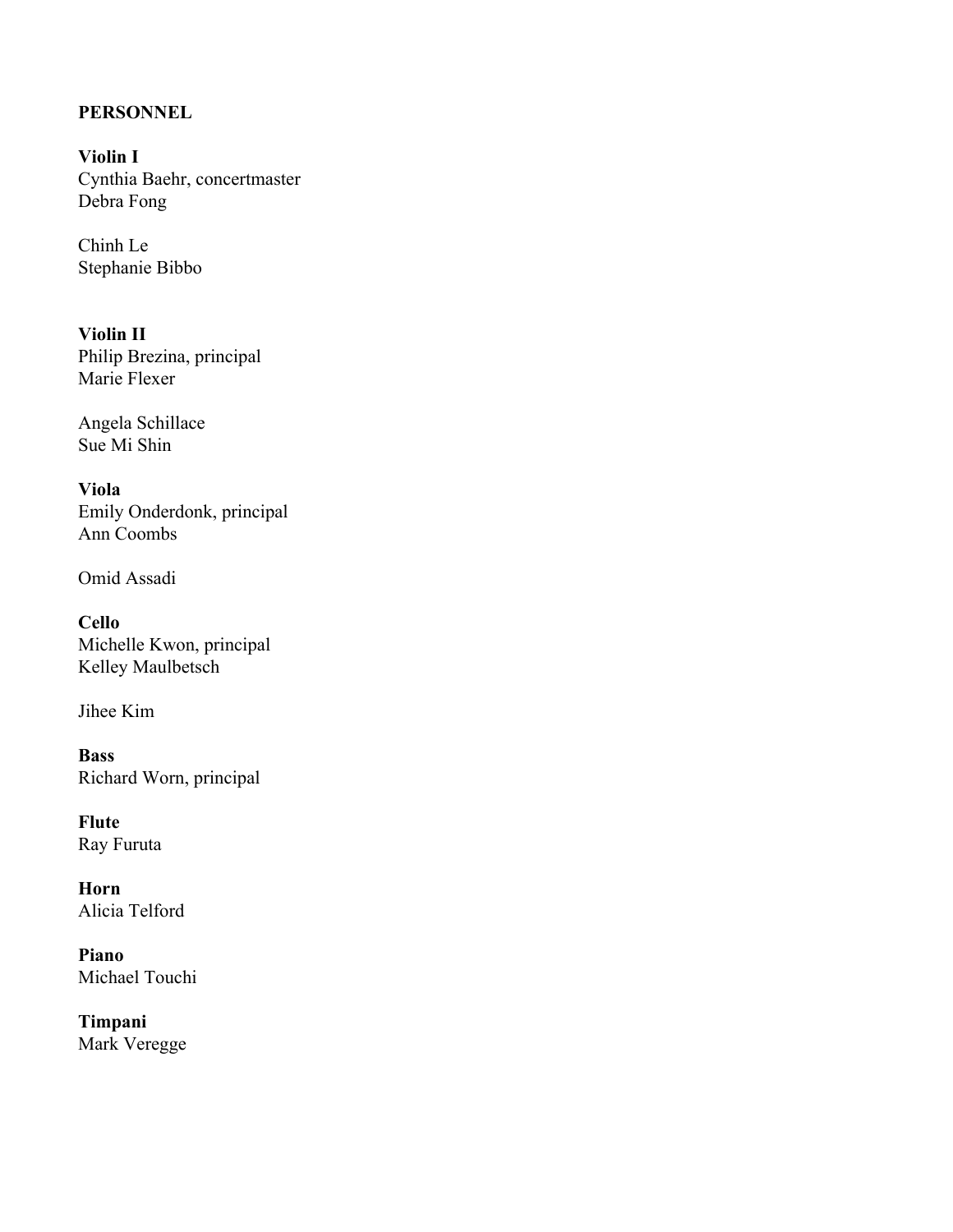**PERSONNEL**

**Violin I**
Cynthia Baehr, concertmaster
Debra Fong

Chinh Le
Stephanie Bibbo

**Violin II**
Philip Brezina, principal
Marie Flexer

Angela Schillace
Sue Mi Shin

**Viola**
Emily Onderdonk, principal
Ann Coombs

Omid Assadi

**Cello**
Michelle Kwon, principal
Kelley Maulbetsch

Jihee Kim

**Bass**
Richard Worn, principal

**Flute**
Ray Furuta

**Horn**
Alicia Telford

**Piano**
Michael Touchi

**Timpani**
Mark Veregge